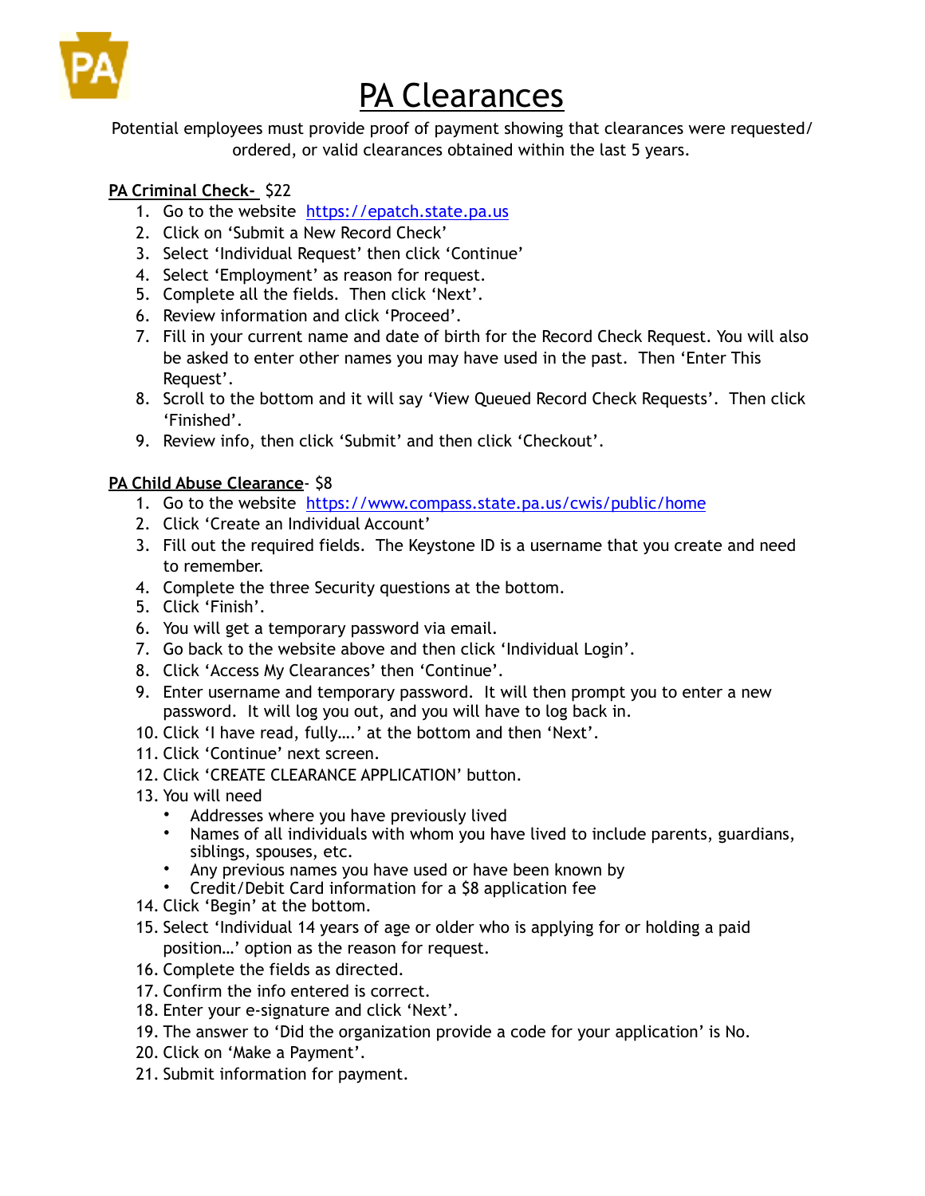# PA Clearances

Potential employees must provide proof of payment showing that clearances were requested/ ordered, or valid clearances obtained within the last 5 years.

**PA Criminal Check-** $22

1. Go to the website https://epatch.state.pa.us
2. Click on 'Submit a New Record Check'
3. Select 'Individual Request' then click 'Continue'
4. Select 'Employment' as reason for request.
5. Complete all the fields. Then click 'Next'.
6. Review information and click 'Proceed'.
7. Fill in your current name and date of birth for the Record Check Request. You will also be asked to enter other names you may have used in the past. Then 'Enter This Request'.
8. Scroll to the bottom and it will say 'View Queued Record Check Requests'. Then click 'Finished'.
9. Review info, then click 'Submit' and then click 'Checkout'.

**PA Child Abuse Clearance**- $8

1. Go to the website https://www.compass.state.pa.us/cwis/public/home
2. Click 'Create an Individual Account'
3. Fill out the required fields. The Keystone ID is a username that you create and need to remember.
4. Complete the three Security questions at the bottom.
5. Click 'Finish'.
6. You will get a temporary password via email.
7. Go back to the website above and then click 'Individual Login'.
8. Click 'Access My Clearances' then 'Continue'.
9. Enter username and temporary password. It will then prompt you to enter a new password. It will log you out, and you will have to log back in.
10. Click 'I have read, fully….' at the bottom and then 'Next'.
11. Click 'Continue' next screen.
12. Click 'CREATE CLEARANCE APPLICATION' button.
13. You will need
    - Addresses where you have previously lived
    - Names of all individuals with whom you have lived to include parents, guardians, siblings, spouses, etc.
    - Any previous names you have used or have been known by
    - Credit/Debit Card information for a $8 application fee
14. Click 'Begin' at the bottom.
15. Select 'Individual 14 years of age or older who is applying for or holding a paid position…' option as the reason for request.
16. Complete the fields as directed.
17. Confirm the info entered is correct.
18. Enter your e-signature and click 'Next'.
19. The answer to 'Did the organization provide a code for your application' is No.
20. Click on 'Make a Payment'.
21. Submit information for payment.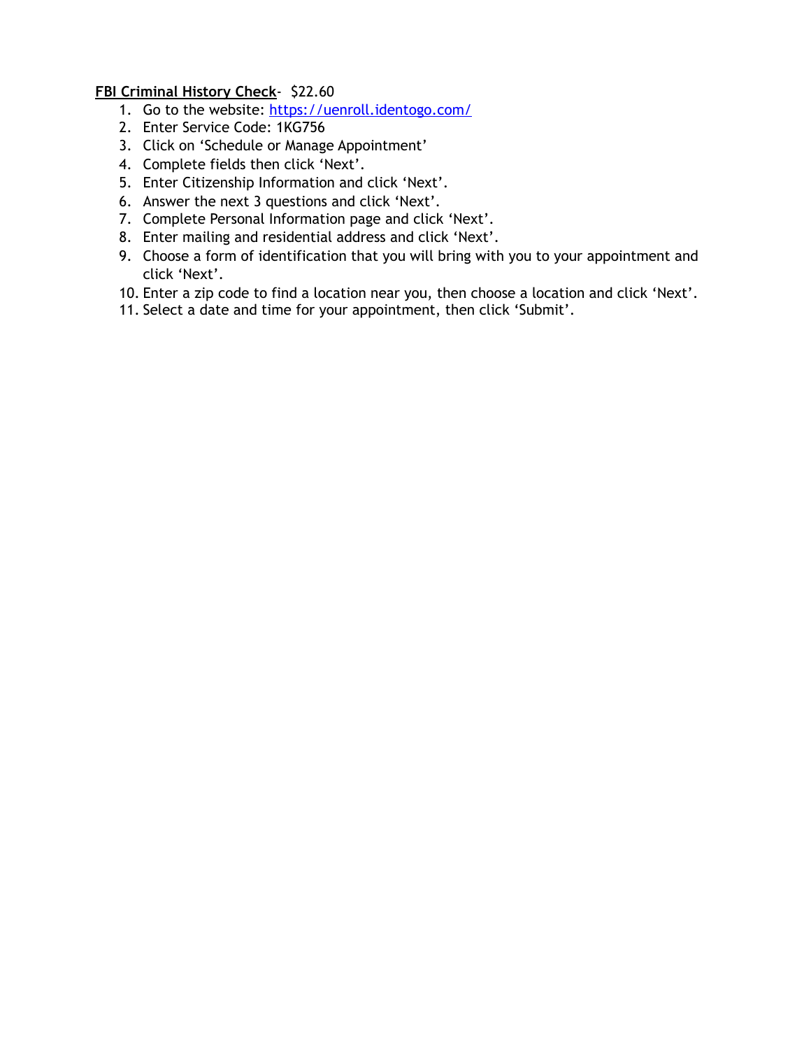**<u>FBI Criminal History Check</u>**- $22.60

1. Go to the website: [https://uenroll.identogo.com/](https://uenroll.identogo.com/)
2. Enter Service Code: 1KG756
3. Click on 'Schedule or Manage Appointment'
4. Complete fields then click 'Next'.
5. Enter Citizenship Information and click 'Next'.
6. Answer the next 3 questions and click 'Next'.
7. Complete Personal Information page and click 'Next'.
8. Enter mailing and residential address and click 'Next'.
9. Choose a form of identification that you will bring with you to your appointment and click 'Next'.
10. Enter a zip code to find a location near you, then choose a location and click 'Next'.
11. Select a date and time for your appointment, then click 'Submit'.